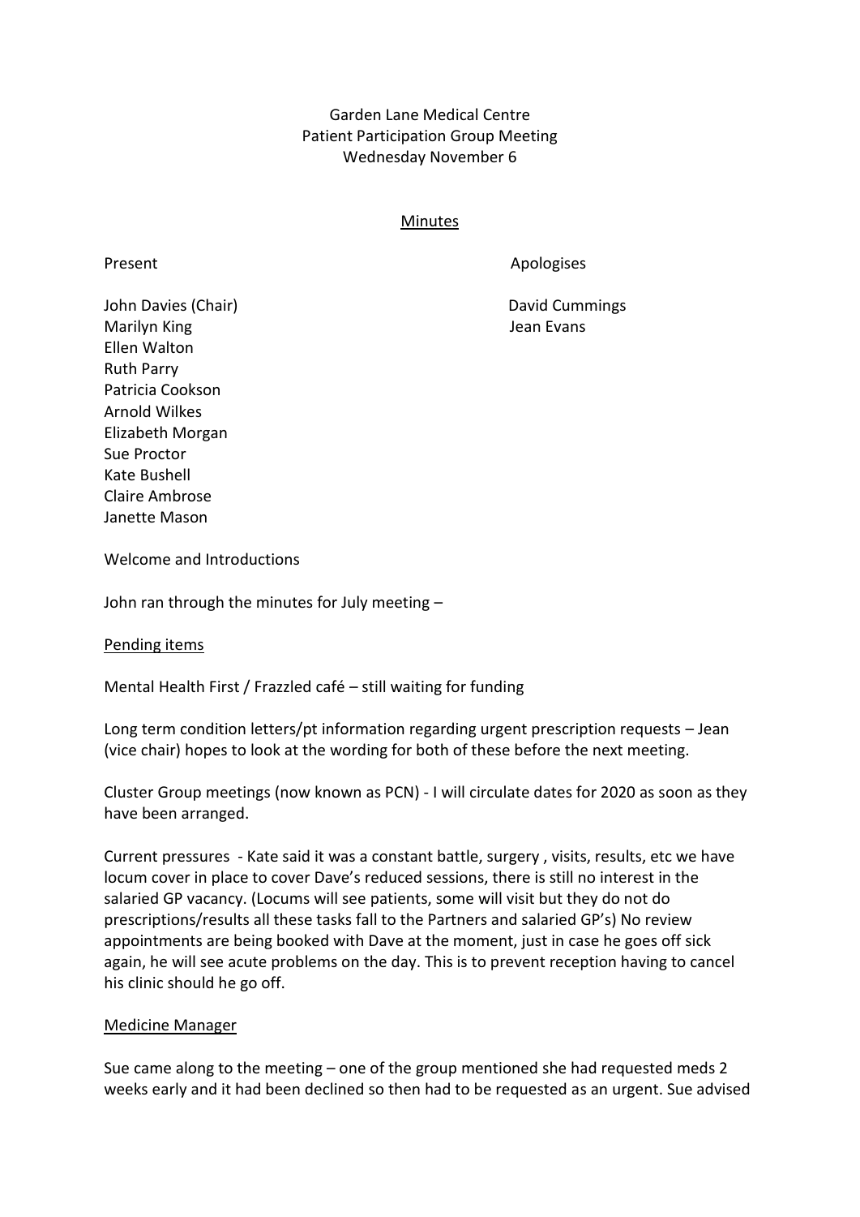Garden Lane Medical Centre
Patient Participation Group Meeting
Wednesday November 6

Minutes

| Present | Apologises |
| --- | --- |
| John Davies (Chair) | David Cummings |
| Marilyn King | Jean Evans |
| Ellen Walton | |
| Ruth Parry | |
| Patricia Cookson | |
| Arnold Wilkes | |
| Elizabeth Morgan | |
| Sue Proctor | |
| Kate Bushell | |
| Claire Ambrose | |
| Janette Mason | |

Welcome and Introductions

John ran through the minutes for July meeting –

Pending items

Mental Health First / Frazzled café – still waiting for funding

Long term condition letters/pt information regarding urgent prescription requests – Jean (vice chair) hopes to look at the wording for both of these before the next meeting.

Cluster Group meetings (now known as PCN) - I will circulate dates for 2020 as soon as they have been arranged.

Current pressures - Kate said it was a constant battle, surgery , visits, results, etc we have locum cover in place to cover Dave's reduced sessions, there is still no interest in the salaried GP vacancy. (Locums will see patients, some will visit but they do not do prescriptions/results all these tasks fall to the Partners and salaried GP's) No review appointments are being booked with Dave at the moment, just in case he goes off sick again, he will see acute problems on the day. This is to prevent reception having to cancel his clinic should he go off.

Medicine Manager

Sue came along to the meeting – one of the group mentioned she had requested meds 2 weeks early and it had been declined so then had to be requested as an urgent. Sue advised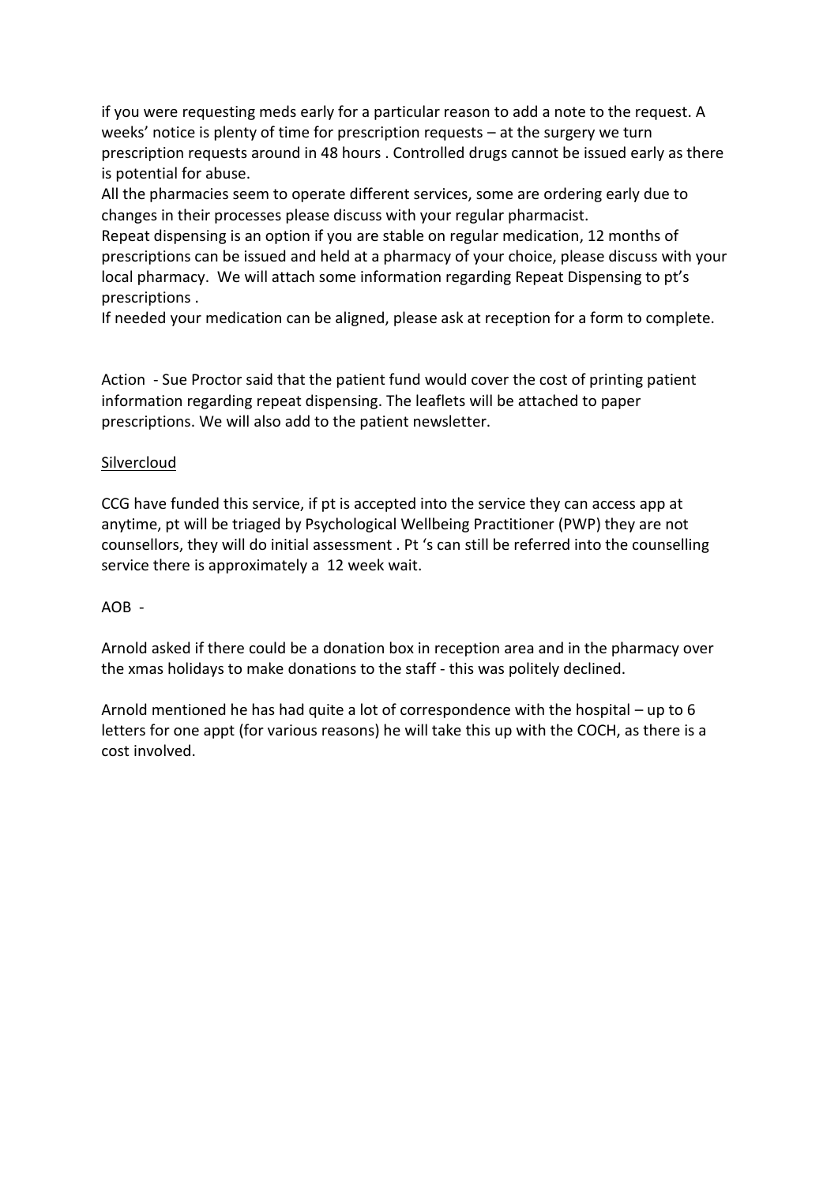if you were requesting meds early for a particular reason to add a note to the request. A weeks' notice is plenty of time for prescription requests – at the surgery we turn prescription requests around in 48 hours . Controlled drugs cannot be issued early as there is potential for abuse.
All the pharmacies seem to operate different services, some are ordering early due to changes in their processes please discuss with your regular pharmacist.
Repeat dispensing is an option if you are stable on regular medication, 12 months of prescriptions can be issued and held at a pharmacy of your choice, please discuss with your local pharmacy. We will attach some information regarding Repeat Dispensing to pt's prescriptions .
If needed your medication can be aligned, please ask at reception for a form to complete.

Action - Sue Proctor said that the patient fund would cover the cost of printing patient information regarding repeat dispensing. The leaflets will be attached to paper prescriptions. We will also add to the patient newsletter.

<u>Silvercloud</u>

CCG have funded this service, if pt is accepted into the service they can access app at anytime, pt will be triaged by Psychological Wellbeing Practitioner (PWP) they are not counsellors, they will do initial assessment . Pt 's can still be referred into the counselling service there is approximately a 12 week wait.

AOB -

Arnold asked if there could be a donation box in reception area and in the pharmacy over the xmas holidays to make donations to the staff - this was politely declined.

Arnold mentioned he has had quite a lot of correspondence with the hospital – up to 6 letters for one appt (for various reasons) he will take this up with the COCH, as there is a cost involved.